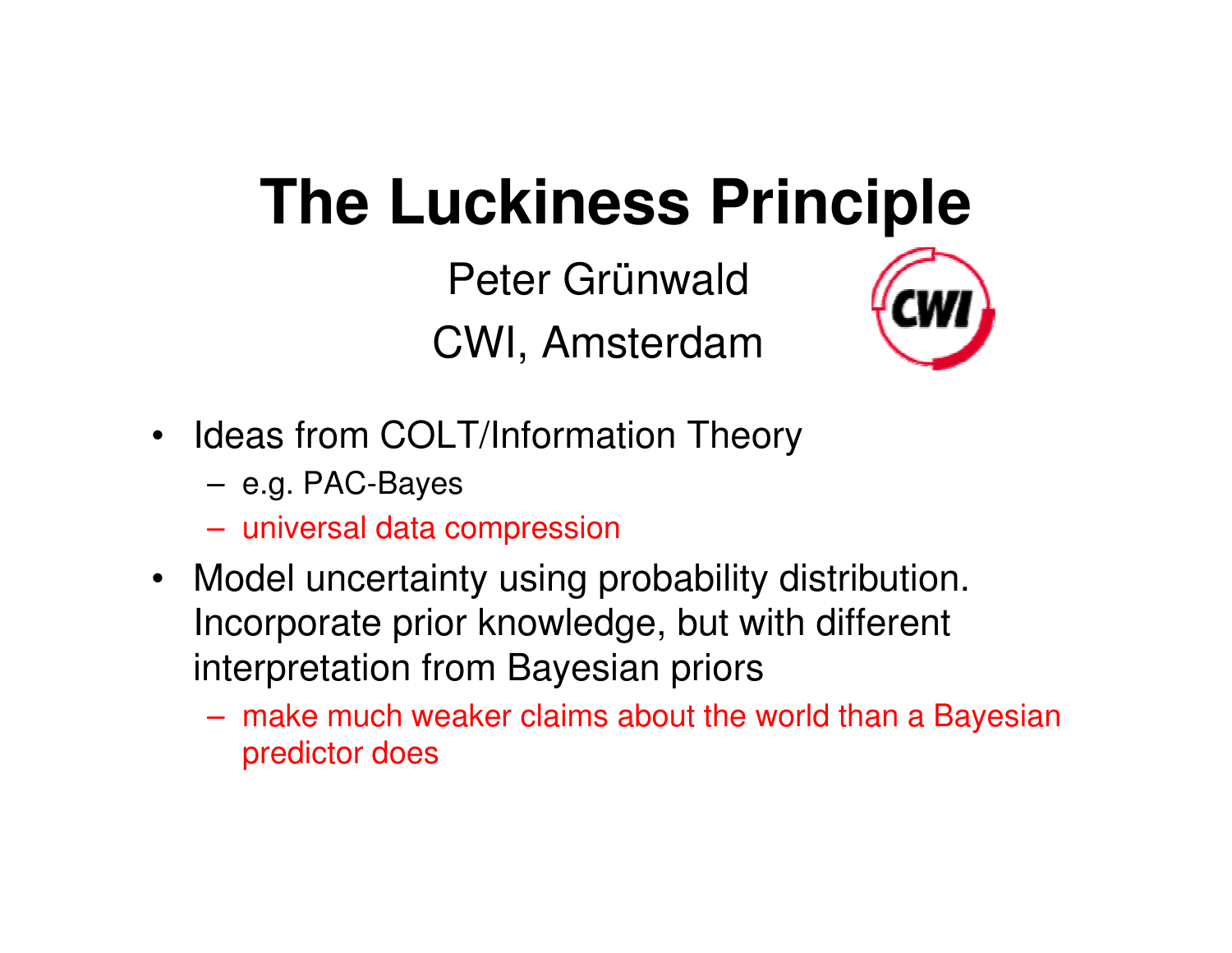# The Luckiness Principle

Peter Grünwald

CWI, Amsterdam

- Ideas from COLT/Information Theory
  - e.g. PAC-Bayes
  - universal data compression
- Model uncertainty using probability distribution. Incorporate prior knowledge, but with different interpretation from Bayesian priors
  - make much weaker claims about the world than a Bayesian predictor does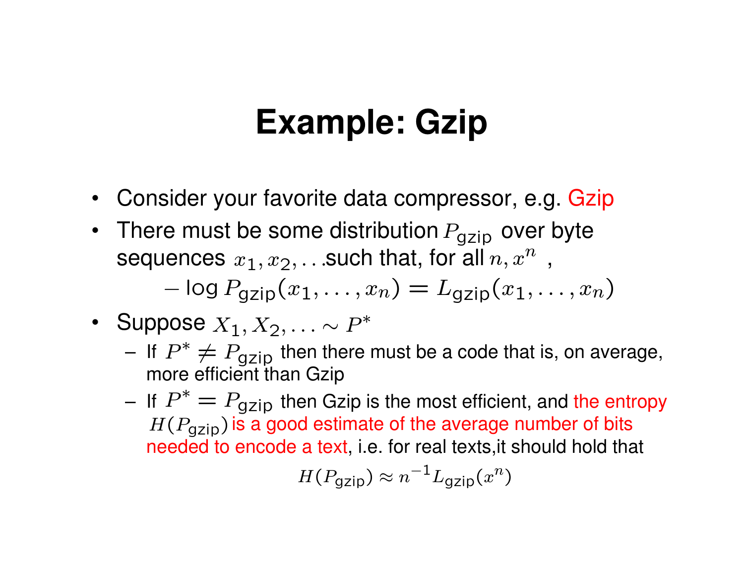# Example: Gzip

- Consider your favorite data compressor, e.g. Gzip
- There must be some distribution $P_{\text{gzip}}$ over byte sequences $x_1, x_2, \ldots$ such that, for all $n, x^n$ ,

$$- \log P_{\text{gzip}}(x_1, \ldots, x_n) = L_{\text{gzip}}(x_1, \ldots, x_n)$$

- Suppose $X_1, X_2, \ldots \sim P^*$
  - If $P^* \neq P_{\text{gzip}}$ then there must be a code that is, on average, more efficient than Gzip
  - If $P^* = P_{\text{gzip}}$ then Gzip is the most efficient, and the entropy $H(P_{\text{gzip}})$ is a good estimate of the average number of bits needed to encode a text, i.e. for real texts,it should hold that

$$H(P_{\text{gzip}}) \approx n^{-1} L_{\text{gzip}}(x^n)$$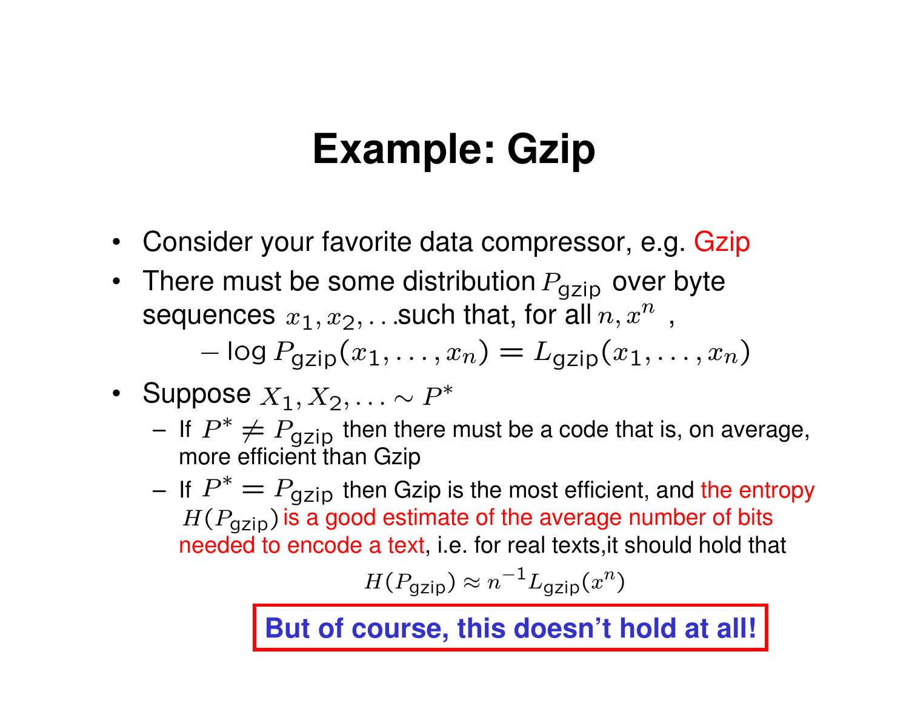# Example: Gzip

- Consider your favorite data compressor, e.g. Gzip
- There must be some distribution $P_{\text{gzip}}$ over byte sequences $x_1, x_2, \ldots$ such that, for all $n, x^n$ ,

$$-\log P_{\text{gzip}}(x_1, \ldots, x_n) = L_{\text{gzip}}(x_1, \ldots, x_n)$$

- Suppose $X_1, X_2, \ldots \sim P^*$
  - If $P^* \neq P_{\text{gzip}}$ then there must be a code that is, on average, more efficient than Gzip
  - If $P^* = P_{\text{gzip}}$ then Gzip is the most efficient, and the entropy $H(P_{\text{gzip}})$ is a good estimate of the average number of bits needed to encode a text, i.e. for real texts,it should hold that

$$H(P_{\text{gzip}}) \approx n^{-1} L_{\text{gzip}}(x^n)$$

**But of course, this doesn't hold at all!**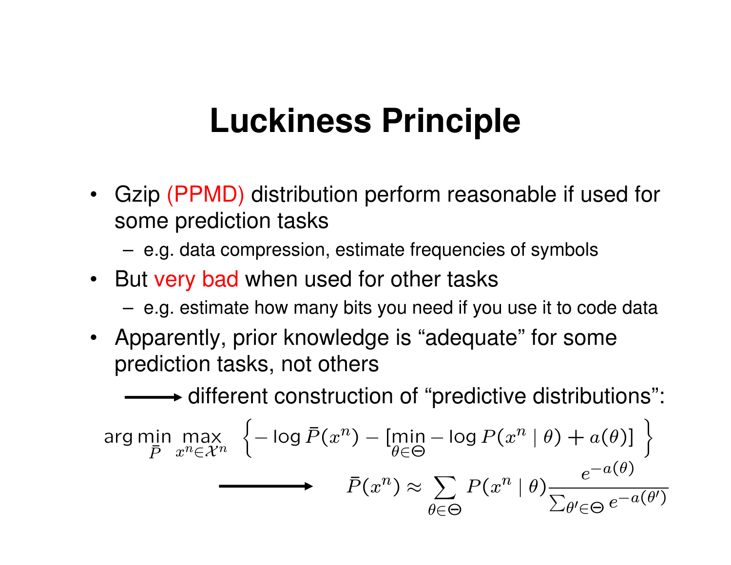# Luckiness Principle

- Gzip (PPMD) distribution perform reasonable if used for some prediction tasks
  - e.g. data compression, estimate frequencies of symbols
- But very bad when used for other tasks
  - e.g. estimate how many bits you need if you use it to code data
- Apparently, prior knowledge is "adequate" for some prediction tasks, not others

⟶ different construction of "predictive distributions":

$$\arg\min_{\bar{P}} \max_{x^n \in \mathcal{X}^n} \left\{ -\log \bar{P}(x^n) - \left[\min_{\theta \in \Theta} -\log P(x^n \mid \theta) + a(\theta)\right] \right\}$$

$$\longrightarrow \quad \bar{P}(x^n) \approx \sum_{\theta \in \Theta} P(x^n \mid \theta) \frac{e^{-a(\theta)}}{\sum_{\theta' \in \Theta} e^{-a(\theta')}}$$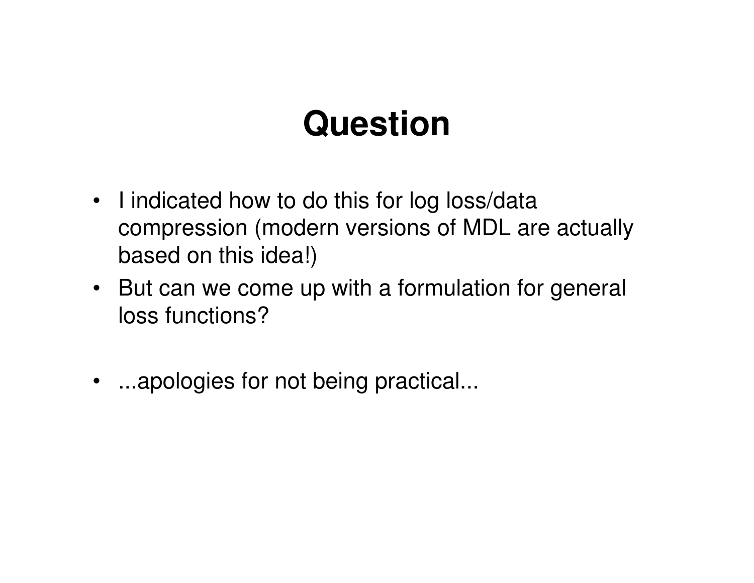# Question

- I indicated how to do this for log loss/data compression (modern versions of MDL are actually based on this idea!)
- But can we come up with a formulation for general loss functions?

- ...apologies for not being practical...